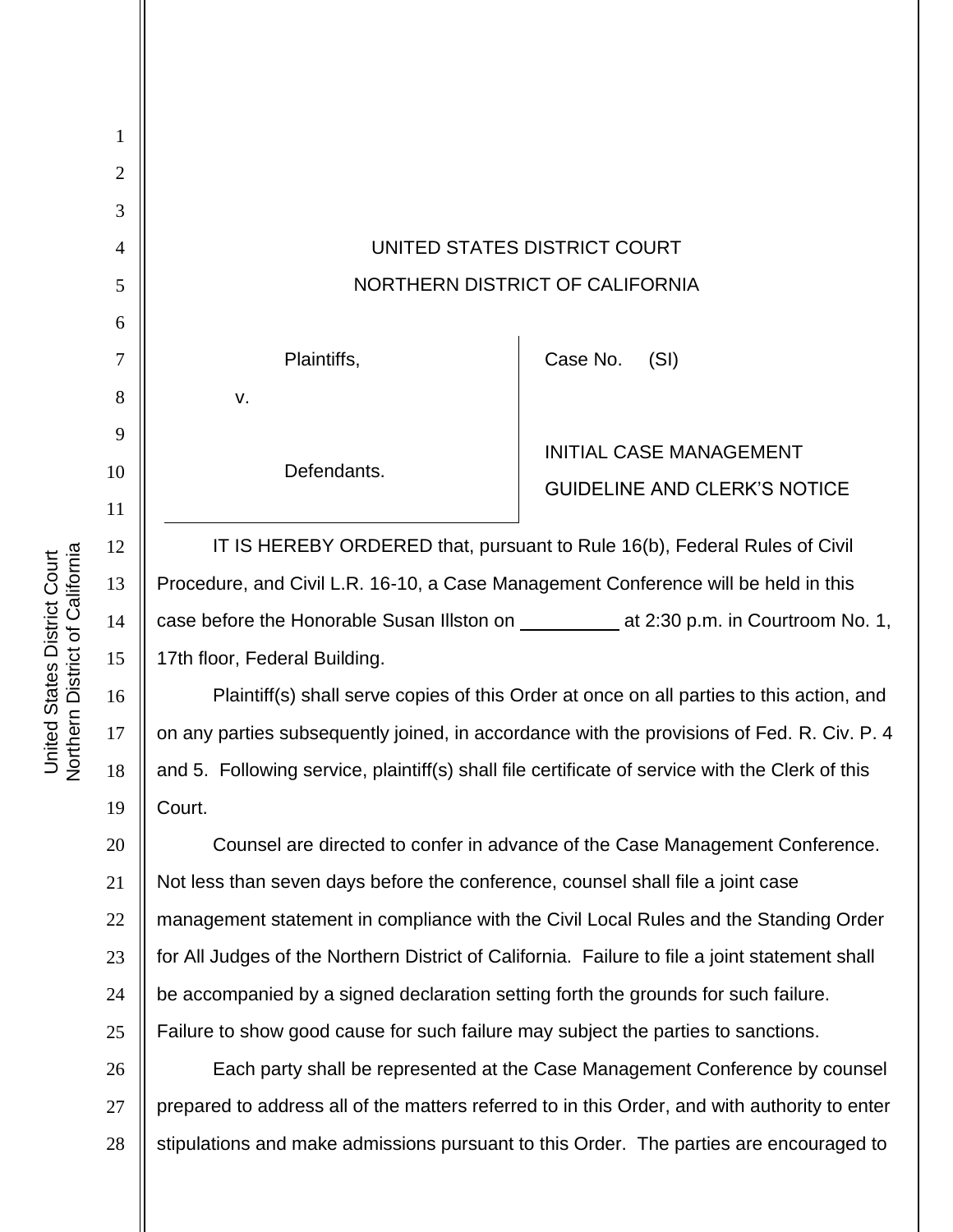UNITED STATES DISTRICT COURT

NORTHERN DISTRICT OF CALIFORNIA

| | |
|---|---|
| Plaintiffs, | Case No. (SI) |
| v. | |
| Defendants. | INITIAL CASE MANAGEMENT GUIDELINE AND CLERK'S NOTICE |

IT IS HEREBY ORDERED that, pursuant to Rule 16(b), Federal Rules of Civil Procedure, and Civil L.R. 16-10, a Case Management Conference will be held in this case before the Honorable Susan Illston on __________ at 2:30 p.m. in Courtroom No. 1, 17th floor, Federal Building.

Plaintiff(s) shall serve copies of this Order at once on all parties to this action, and on any parties subsequently joined, in accordance with the provisions of Fed. R. Civ. P. 4 and 5. Following service, plaintiff(s) shall file certificate of service with the Clerk of this Court.

Counsel are directed to confer in advance of the Case Management Conference. Not less than seven days before the conference, counsel shall file a joint case management statement in compliance with the Civil Local Rules and the Standing Order for All Judges of the Northern District of California. Failure to file a joint statement shall be accompanied by a signed declaration setting forth the grounds for such failure. Failure to show good cause for such failure may subject the parties to sanctions.

Each party shall be represented at the Case Management Conference by counsel prepared to address all of the matters referred to in this Order, and with authority to enter stipulations and make admissions pursuant to this Order. The parties are encouraged to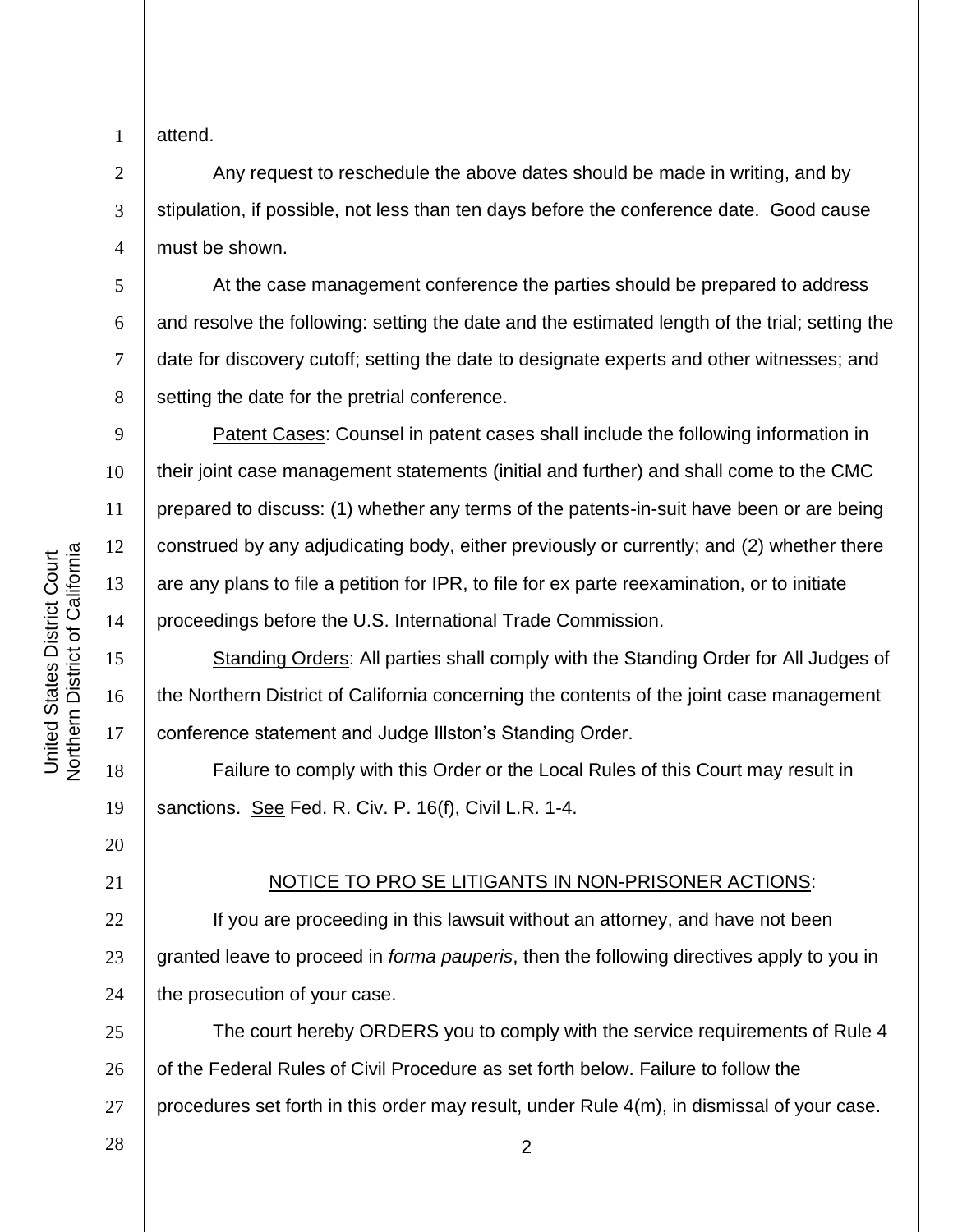attend.

Any request to reschedule the above dates should be made in writing, and by stipulation, if possible, not less than ten days before the conference date. Good cause must be shown.

At the case management conference the parties should be prepared to address and resolve the following: setting the date and the estimated length of the trial; setting the date for discovery cutoff; setting the date to designate experts and other witnesses; and setting the date for the pretrial conference.

Patent Cases: Counsel in patent cases shall include the following information in their joint case management statements (initial and further) and shall come to the CMC prepared to discuss: (1) whether any terms of the patents-in-suit have been or are being construed by any adjudicating body, either previously or currently; and (2) whether there are any plans to file a petition for IPR, to file for ex parte reexamination, or to initiate proceedings before the U.S. International Trade Commission.

Standing Orders: All parties shall comply with the Standing Order for All Judges of the Northern District of California concerning the contents of the joint case management conference statement and Judge Illston's Standing Order.

Failure to comply with this Order or the Local Rules of this Court may result in sanctions. See Fed. R. Civ. P. 16(f), Civil L.R. 1-4.

NOTICE TO PRO SE LITIGANTS IN NON-PRISONER ACTIONS:

If you are proceeding in this lawsuit without an attorney, and have not been granted leave to proceed in *forma pauperis*, then the following directives apply to you in the prosecution of your case.

The court hereby ORDERS you to comply with the service requirements of Rule 4 of the Federal Rules of Civil Procedure as set forth below. Failure to follow the procedures set forth in this order may result, under Rule 4(m), in dismissal of your case.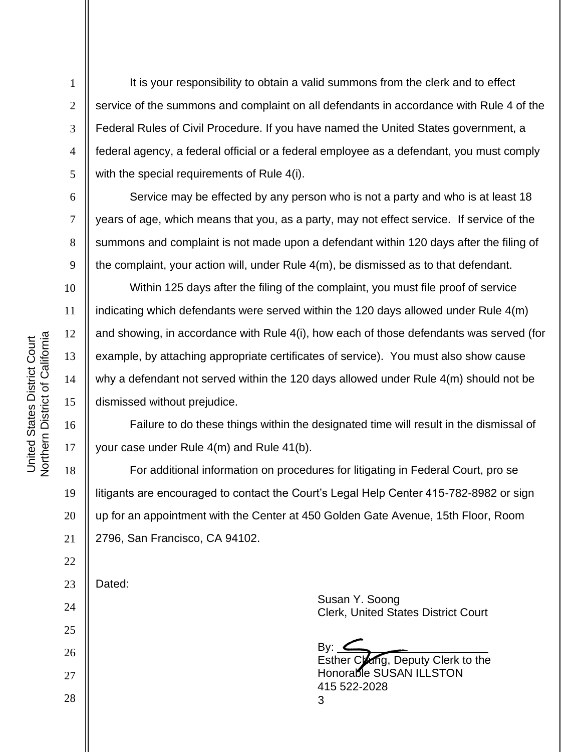It is your responsibility to obtain a valid summons from the clerk and to effect service of the summons and complaint on all defendants in accordance with Rule 4 of the Federal Rules of Civil Procedure. If you have named the United States government, a federal agency, a federal official or a federal employee as a defendant, you must comply with the special requirements of Rule 4(i).

Service may be effected by any person who is not a party and who is at least 18 years of age, which means that you, as a party, may not effect service. If service of the summons and complaint is not made upon a defendant within 120 days after the filing of the complaint, your action will, under Rule 4(m), be dismissed as to that defendant.

Within 125 days after the filing of the complaint, you must file proof of service indicating which defendants were served within the 120 days allowed under Rule 4(m) and showing, in accordance with Rule 4(i), how each of those defendants was served (for example, by attaching appropriate certificates of service). You must also show cause why a defendant not served within the 120 days allowed under Rule 4(m) should not be dismissed without prejudice.

Failure to do these things within the designated time will result in the dismissal of your case under Rule 4(m) and Rule 41(b).

For additional information on procedures for litigating in Federal Court, pro se litigants are encouraged to contact the Court's Legal Help Center 415-782-8982 or sign up for an appointment with the Center at 450 Golden Gate Avenue, 15th Floor, Room 2796, San Francisco, CA 94102.

Dated:

Susan Y. Soong
Clerk, United States District Court

By: ______________________
Esther Chung, Deputy Clerk to the
Honorable SUSAN ILLSTON
415 522-2028